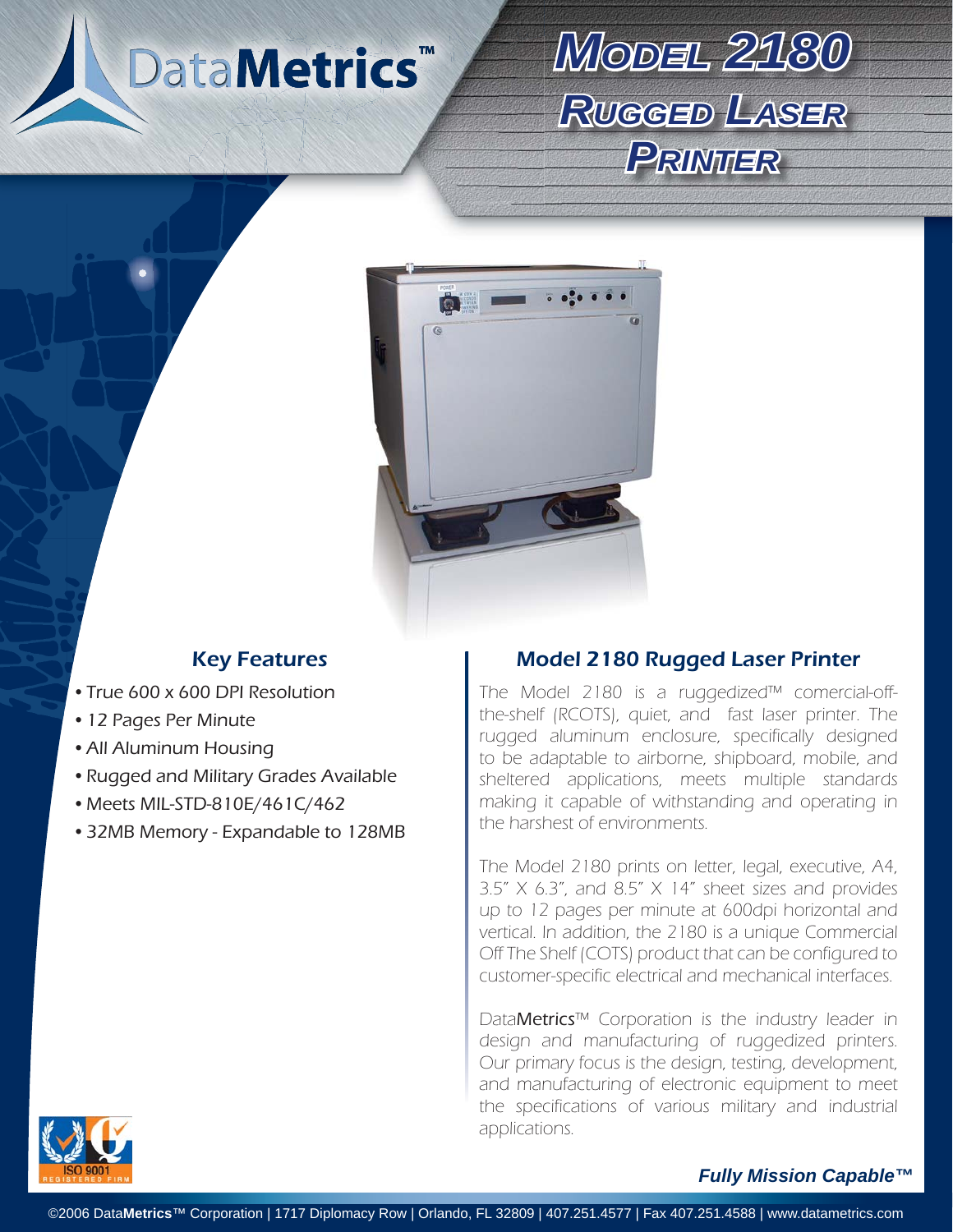# DataMetrics™

# Model 2180 Rugged Laser Printer

## Key Features

- True 600 x 600 DPI Resolution
- 12 Pages Per Minute
- All Aluminum Housing
- Rugged and Military Grades Available
- Meets MIL-STD-810E/461C/462
- 32MB Memory - Expandable to 128MB

## Model 2180 Rugged Laser Printer

The Model 2180 is a ruggedized™ comercial-off-the-shelf (RCOTS), quiet, and fast laser printer. The rugged aluminum enclosure, specifically designed to be adaptable to airborne, shipboard, mobile, and sheltered applications, meets multiple standards making it capable of withstanding and operating in the harshest of environments.

The Model 2180 prints on letter, legal, executive, A4, 3.5" X 6.3", and 8.5" X 14" sheet sizes and provides up to 12 pages per minute at 600dpi horizontal and vertical. In addition, the 2180 is a unique Commercial Off The Shelf (COTS) product that can be configured to customer-specific electrical and mechanical interfaces.

DataMetrics™ Corporation is the industry leader in design and manufacturing of ruggedized printers. Our primary focus is the design, testing, development, and manufacturing of electronic equipment to meet the specifications of various military and industrial applications.

ISO 9001 REGISTERED FIRM

***Fully Mission Capable™***

©2006 DataMetrics™ Corporation | 1717 Diplomacy Row | Orlando, FL 32809 | 407.251.4577 | Fax 407.251.4588 | www.datametrics.com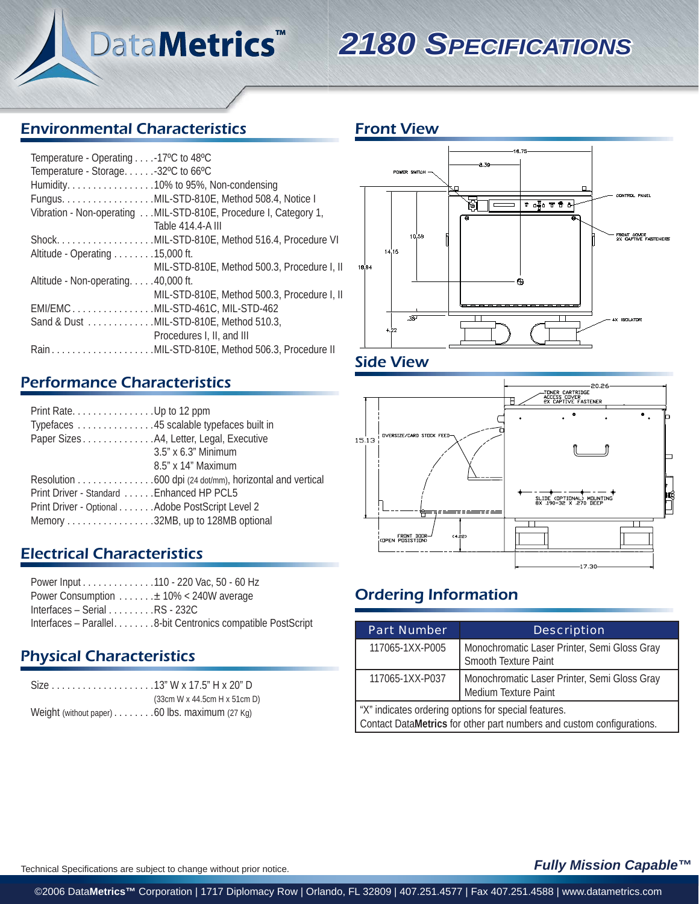# DataMetrics™ 2180 SPECIFICATIONS

## Environmental Characteristics

Temperature - Operating . . . .-17ºC to 48ºC
Temperature - Storage. . . . . .-32ºC to 66ºC
Humidity. . . . . . . . . . . . . . . . .10% to 95%, Non-condensing
Fungus. . . . . . . . . . . . . . . . . .MIL-STD-810E, Method 508.4, Notice I
Vibration - Non-operating . . .MIL-STD-810E, Procedure I, Category 1, Table 414.4-A III
Shock. . . . . . . . . . . . . . . . . .MIL-STD-810E, Method 516.4, Procedure VI
Altitude - Operating . . . . . . . .15,000 ft.
MIL-STD-810E, Method 500.3, Procedure I, II
Altitude - Non-operating. . . . .40,000 ft.
MIL-STD-810E, Method 500.3, Procedure I, II
EMI/EMC . . . . . . . . . . . . . . . .MIL-STD-461C, MIL-STD-462
Sand & Dust . . . . . . . . . . . . .MIL-STD-810E, Method 510.3, Procedures I, II, and III
Rain . . . . . . . . . . . . . . . . . . .MIL-STD-810E, Method 506.3, Procedure II

## Performance Characteristics

Print Rate. . . . . . . . . . . . . . . .Up to 12 ppm
Typefaces . . . . . . . . . . . . . . .45 scalable typefaces built in
Paper Sizes . . . . . . . . . . . . . .A4, Letter, Legal, Executive
3.5" x 6.3" Minimum
8.5" x 14" Maximum
Resolution . . . . . . . . . . . . . . .600 dpi (24 dot/mm), horizontal and vertical
Print Driver - Standard . . . . . .Enhanced HP PCL5
Print Driver - Optional . . . . . . .Adobe PostScript Level 2
Memory . . . . . . . . . . . . . . . . .32MB, up to 128MB optional

## Electrical Characteristics

Power Input . . . . . . . . . . . . . .110 - 220 Vac, 50 - 60 Hz
Power Consumption . . . . . . .± 10% < 240W average
Interfaces – Serial . . . . . . . . .RS - 232C
Interfaces – Parallel. . . . . . . .8-bit Centronics compatible PostScript

## Physical Characteristics

Size . . . . . . . . . . . . . . . . . . . .13" W x 17.5" H x 20" D
(33cm W x 44.5cm H x 51cm D)
Weight (without paper) . . . . . . . .60 lbs. maximum (27 Kg)

## Front View

18.75
8.38
POWER SWITCH
CONTROL PANEL
FRONT COVER 2X CAPTIVE FASTENERS
10.59
14.15
18.94
.38
4.22
4X ISOLATOR

## Side View

20.26
TONER CARTRIDGE ACCESS COVER 2X CAPTIVE FASTENER
OVERSIZE/CARD STOCK FEED
15.13
SLIDE (OPTIONAL) MOUNTING 8X .190-32 X .270 DEEP
FRONT DOOR (OPEN POSISTION)
(4.22)
17.30

## Ordering Information

| Part Number | Description |
|---|---|
| 117065-1XX-P005 | Monochromatic Laser Printer, Semi Gloss Gray Smooth Texture Paint |
| 117065-1XX-P037 | Monochromatic Laser Printer, Semi Gloss Gray Medium Texture Paint |
| "X" indicates ordering options for special features. Contact Data**Metrics** for other part numbers and custom configurations. | |

Technical Specifications are subject to change without prior notice.

***Fully Mission Capable™***

©2006 Data**Metrics™** Corporation | 1717 Diplomacy Row | Orlando, FL 32809 | 407.251.4577 | Fax 407.251.4588 | www.datametrics.com